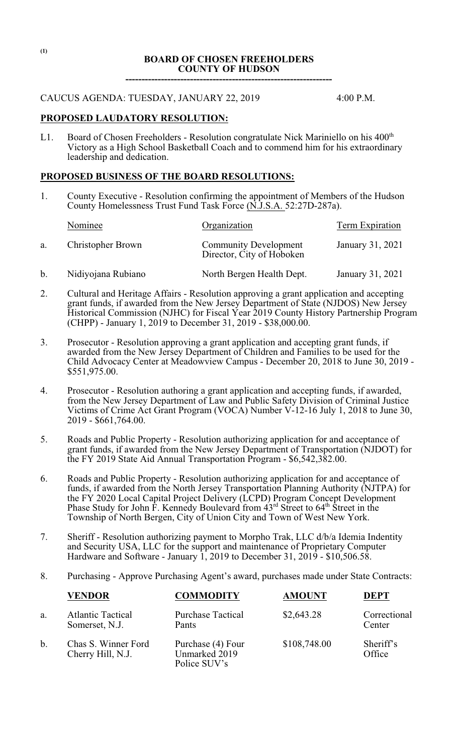(1)

# BOARD OF CHOSEN FREEHOLDERS
# COUNTY OF HUDSON

---

CAUCUS AGENDA: TUESDAY, JANUARY 22, 2019 4:00 P.M.

## PROPOSED LAUDATORY RESOLUTION:

L1. Board of Chosen Freeholders - Resolution congratulate Nick Mariniello on his 400th Victory as a High School Basketball Coach and to commend him for his extraordinary leadership and dedication.

## PROPOSED BUSINESS OF THE BOARD RESOLUTIONS:

1. County Executive - Resolution confirming the appointment of Members of the Hudson County Homelessness Trust Fund Task Force (N.J.S.A. 52:27D-287a).

| | Nominee | Organization | Term Expiration |
|---|---|---|---|
| a. | Christopher Brown | Community Development Director, City of Hoboken | January 31, 2021 |
| b. | Nidiyojana Rubiano | North Bergen Health Dept. | January 31, 2021 |

2. Cultural and Heritage Affairs - Resolution approving a grant application and accepting grant funds, if awarded from the New Jersey Department of State (NJDOS) New Jersey Historical Commission (NJHC) for Fiscal Year 2019 County History Partnership Program (CHPP) - January 1, 2019 to December 31, 2019 - $38,000.00.

3. Prosecutor - Resolution approving a grant application and accepting grant funds, if awarded from the New Jersey Department of Children and Families to be used for the Child Advocacy Center at Meadowview Campus - December 20, 2018 to June 30, 2019 - $551,975.00.

4. Prosecutor - Resolution authoring a grant application and accepting funds, if awarded, from the New Jersey Department of Law and Public Safety Division of Criminal Justice Victims of Crime Act Grant Program (VOCA) Number V-12-16 July 1, 2018 to June 30, 2019 - $661,764.00.

5. Roads and Public Property - Resolution authorizing application for and acceptance of grant funds, if awarded from the New Jersey Department of Transportation (NJDOT) for the FY 2019 State Aid Annual Transportation Program - $6,542,382.00.

6. Roads and Public Property - Resolution authorizing application for and acceptance of funds, if awarded from the North Jersey Transportation Planning Authority (NJTPA) for the FY 2020 Local Capital Project Delivery (LCPD) Program Concept Development Phase Study for John F. Kennedy Boulevard from 43rd Street to 64th Street in the Township of North Bergen, City of Union City and Town of West New York.

7. Sheriff - Resolution authorizing payment to Morpho Trak, LLC d/b/a Idemia Indentity and Security USA, LLC for the support and maintenance of Proprietary Computer Hardware and Software - January 1, 2019 to December 31, 2019 - $10,506.58.

8. Purchasing - Approve Purchasing Agent's award, purchases made under State Contracts:

| | VENDOR | COMMODITY | AMOUNT | DEPT |
|---|---|---|---|---|
| a. | Atlantic Tactical Somerset, N.J. | Purchase Tactical Pants | $2,643.28 | Correctional Center |
| b. | Chas S. Winner Ford Cherry Hill, N.J. | Purchase (4) Four Unmarked 2019 Police SUV's | $108,748.00 | Sheriff's Office |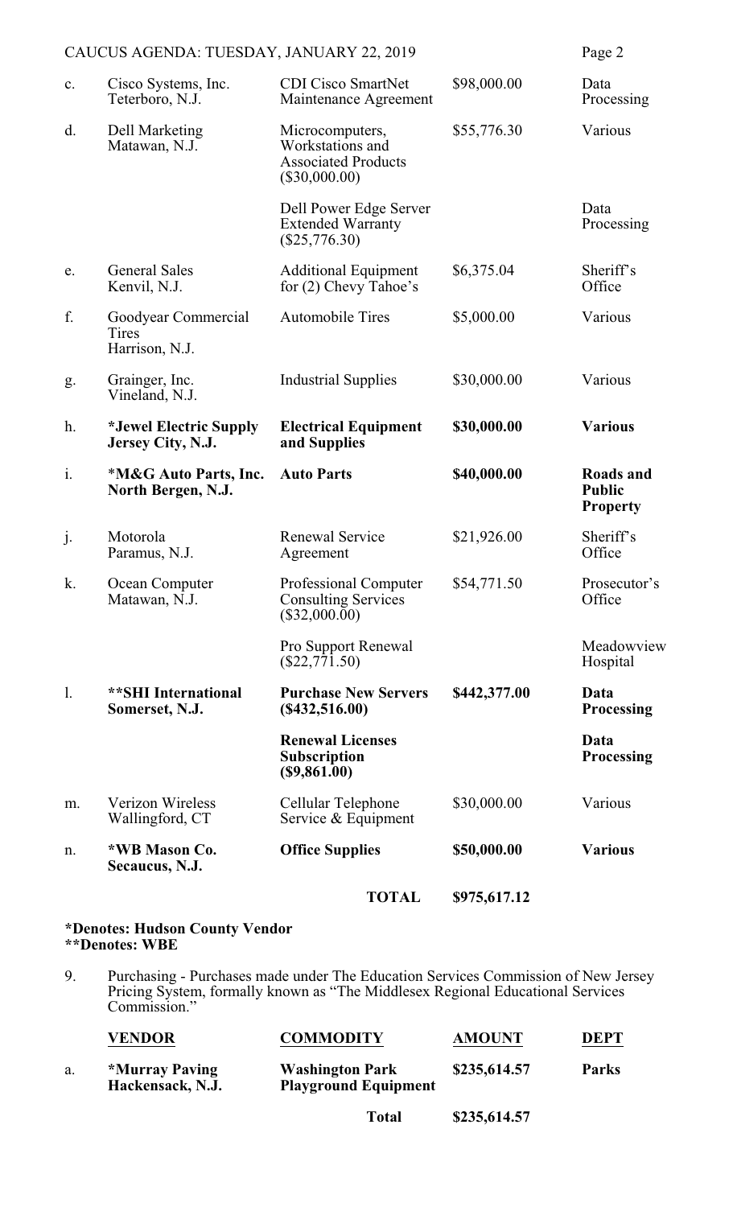| | | | | |
|---|---|---|---|---|
| c. | Cisco Systems, Inc. Teterboro, N.J. | CDI Cisco SmartNet Maintenance Agreement | $98,000.00 | Data Processing |
| d. | Dell Marketing Matawan, N.J. | Microcomputers, Workstations and Associated Products ($30,000.00) | $55,776.30 | Various |
| | | Dell Power Edge Server Extended Warranty ($25,776.30) | | Data Processing |
| e. | General Sales Kenvil, N.J. | Additional Equipment for (2) Chevy Tahoe's | $6,375.04 | Sheriff's Office |
| f. | Goodyear Commercial Tires Harrison, N.J. | Automobile Tires | $5,000.00 | Various |
| g. | Grainger, Inc. Vineland, N.J. | Industrial Supplies | $30,000.00 | Various |
| h. | **\*Jewel Electric Supply Jersey City, N.J.** | **Electrical Equipment and Supplies** | **$30,000.00** | **Various** |
| i. | **\*M&G Auto Parts, Inc. North Bergen, N.J.** | **Auto Parts** | **$40,000.00** | **Roads and Public Property** |
| j. | Motorola Paramus, N.J. | Renewal Service Agreement | $21,926.00 | Sheriff's Office |
| k. | Ocean Computer Matawan, N.J. | Professional Computer Consulting Services ($32,000.00) | $54,771.50 | Prosecutor's Office |
| | | Pro Support Renewal ($22,771.50) | | Meadowview Hospital |
| l. | **\*\*SHI International Somerset, N.J.** | **Purchase New Servers ($432,516.00)** | **$442,377.00** | **Data Processing** |
| | | **Renewal Licenses Subscription ($9,861.00)** | | **Data Processing** |
| m. | Verizon Wireless Wallingford, CT | Cellular Telephone Service & Equipment | $30,000.00 | Various |
| n. | **\*WB Mason Co. Secaucus, N.J.** | **Office Supplies** | **$50,000.00** | **Various** |
| | | **TOTAL** | **$975,617.12** | |

**\*Denotes: Hudson County Vendor**
**\*\*Denotes: WBE**

9. Purchasing - Purchases made under The Education Services Commission of New Jersey Pricing System, formally known as "The Middlesex Regional Educational Services Commission."

| | VENDOR | COMMODITY | AMOUNT | DEPT |
|---|---|---|---|---|
| a. | **\*Murray Paving Hackensack, N.J.** | **Washington Park Playground Equipment** | **$235,614.57** | **Parks** |
| | | **Total** | **$235,614.57** | |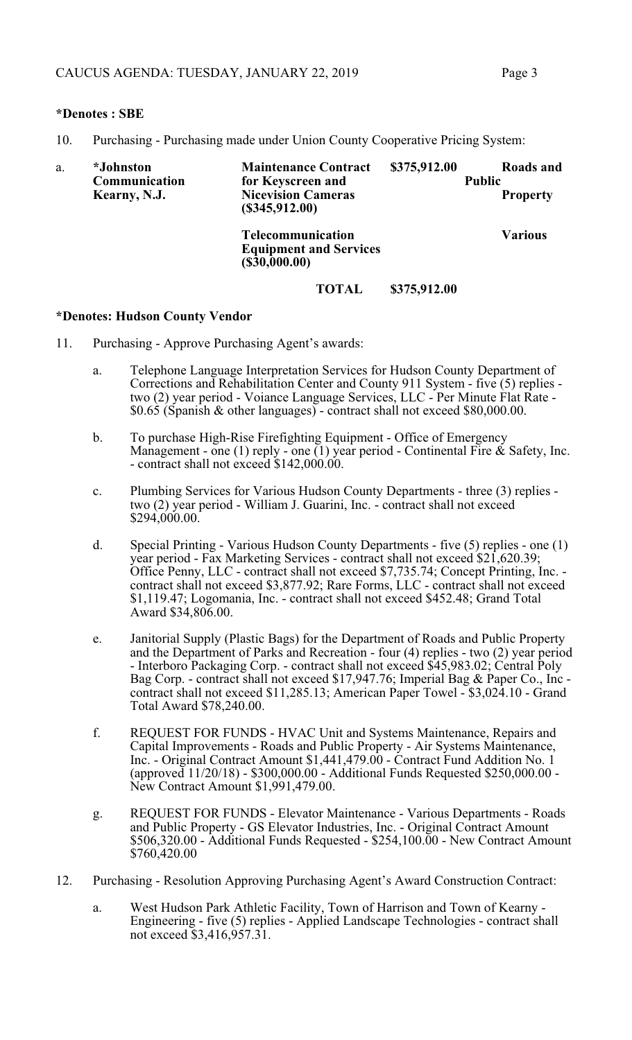**\*Denotes : SBE**

10. Purchasing - Purchasing made under Union County Cooperative Pricing System:

| | | | | |
|---|---|---|---|---|
| a. | **\*Johnston Communication Kearny, N.J.** | **Maintenance Contract for Keyscreen and Nicevision Cameras ($345,912.00)** | **$375,912.00** | **Roads and Public Property** |
| | | **Telecommunication Equipment and Services ($30,000.00)** | | **Various** |
| | | **TOTAL** | **$375,912.00** | |

**\*Denotes: Hudson County Vendor**

11. Purchasing - Approve Purchasing Agent's awards:

    a. Telephone Language Interpretation Services for Hudson County Department of Corrections and Rehabilitation Center and County 911 System - five (5) replies - two (2) year period - Voiance Language Services, LLC - Per Minute Flat Rate - $0.65 (Spanish & other languages) - contract shall not exceed $80,000.00.

    b. To purchase High-Rise Firefighting Equipment - Office of Emergency Management - one (1) reply - one (1) year period - Continental Fire & Safety, Inc. - contract shall not exceed $142,000.00.

    c. Plumbing Services for Various Hudson County Departments - three (3) replies - two (2) year period - William J. Guarini, Inc. - contract shall not exceed $294,000.00.

    d. Special Printing - Various Hudson County Departments - five (5) replies - one (1) year period - Fax Marketing Services - contract shall not exceed $21,620.39; Office Penny, LLC - contract shall not exceed $7,735.74; Concept Printing, Inc. - contract shall not exceed $3,877.92; Rare Forms, LLC - contract shall not exceed $1,119.47; Logomania, Inc. - contract shall not exceed $452.48; Grand Total Award $34,806.00.

    e. Janitorial Supply (Plastic Bags) for the Department of Roads and Public Property and the Department of Parks and Recreation - four (4) replies - two (2) year period - Interboro Packaging Corp. - contract shall not exceed $45,983.02; Central Poly Bag Corp. - contract shall not exceed $17,947.76; Imperial Bag & Paper Co., Inc - contract shall not exceed $11,285.13; American Paper Towel - $3,024.10 - Grand Total Award $78,240.00.

    f. REQUEST FOR FUNDS - HVAC Unit and Systems Maintenance, Repairs and Capital Improvements - Roads and Public Property - Air Systems Maintenance, Inc. - Original Contract Amount $1,441,479.00 - Contract Fund Addition No. 1 (approved 11/20/18) - $300,000.00 - Additional Funds Requested $250,000.00 - New Contract Amount $1,991,479.00.

    g. REQUEST FOR FUNDS - Elevator Maintenance - Various Departments - Roads and Public Property - GS Elevator Industries, Inc. - Original Contract Amount $506,320.00 - Additional Funds Requested - $254,100.00 - New Contract Amount $760,420.00

12. Purchasing - Resolution Approving Purchasing Agent's Award Construction Contract:

    a. West Hudson Park Athletic Facility, Town of Harrison and Town of Kearny - Engineering - five (5) replies - Applied Landscape Technologies - contract shall not exceed $3,416,957.31.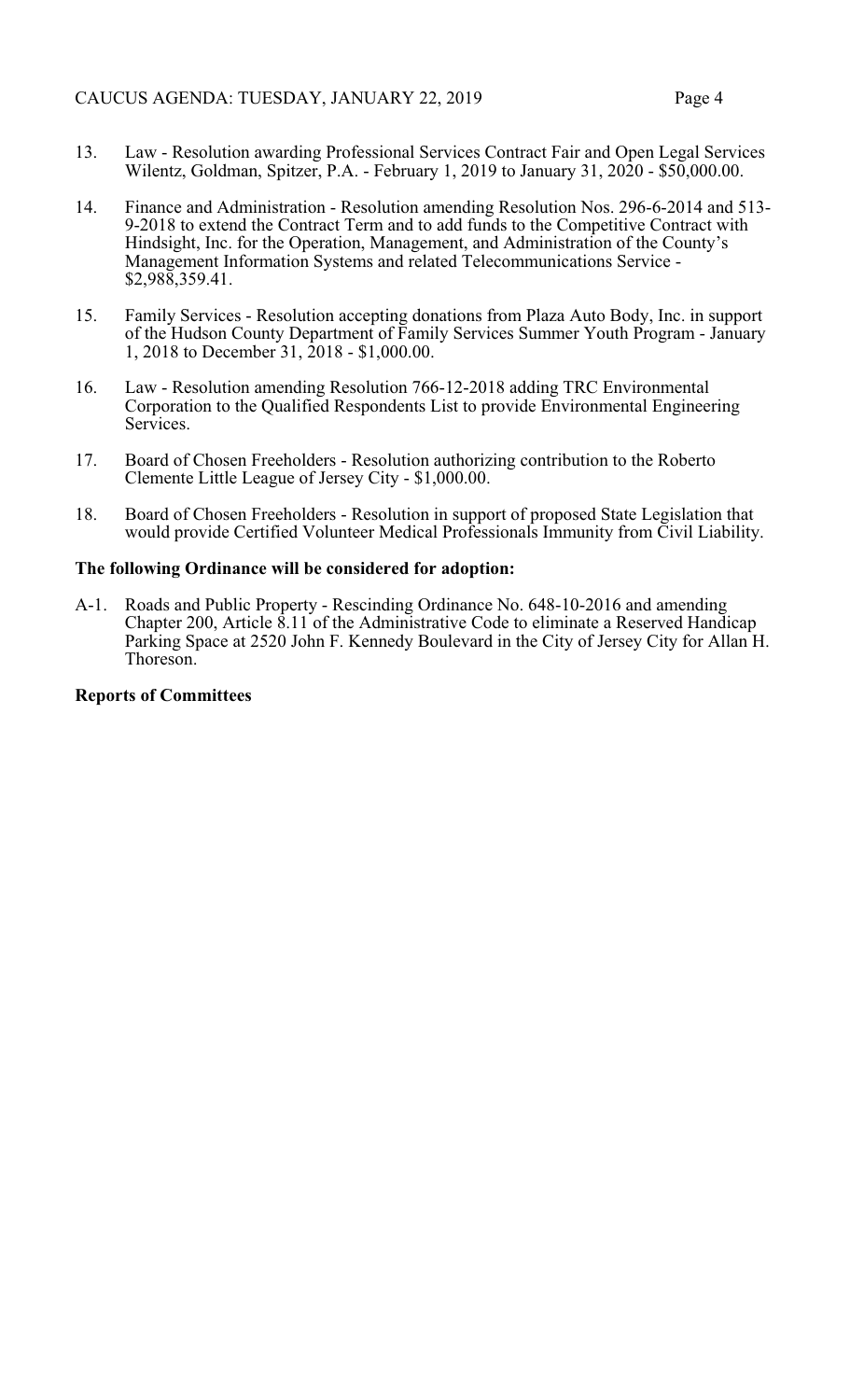13. Law - Resolution awarding Professional Services Contract Fair and Open Legal Services Wilentz, Goldman, Spitzer, P.A. - February 1, 2019 to January 31, 2020 - $50,000.00.

14. Finance and Administration - Resolution amending Resolution Nos. 296-6-2014 and 513-9-2018 to extend the Contract Term and to add funds to the Competitive Contract with Hindsight, Inc. for the Operation, Management, and Administration of the County's Management Information Systems and related Telecommunications Service - $2,988,359.41.

15. Family Services - Resolution accepting donations from Plaza Auto Body, Inc. in support of the Hudson County Department of Family Services Summer Youth Program - January 1, 2018 to December 31, 2018 - $1,000.00.

16. Law - Resolution amending Resolution 766-12-2018 adding TRC Environmental Corporation to the Qualified Respondents List to provide Environmental Engineering Services.

17. Board of Chosen Freeholders - Resolution authorizing contribution to the Roberto Clemente Little League of Jersey City - $1,000.00.

18. Board of Chosen Freeholders - Resolution in support of proposed State Legislation that would provide Certified Volunteer Medical Professionals Immunity from Civil Liability.

**The following Ordinance will be considered for adoption:**

A-1. Roads and Public Property - Rescinding Ordinance No. 648-10-2016 and amending Chapter 200, Article 8.11 of the Administrative Code to eliminate a Reserved Handicap Parking Space at 2520 John F. Kennedy Boulevard in the City of Jersey City for Allan H. Thoreson.

**Reports of Committees**